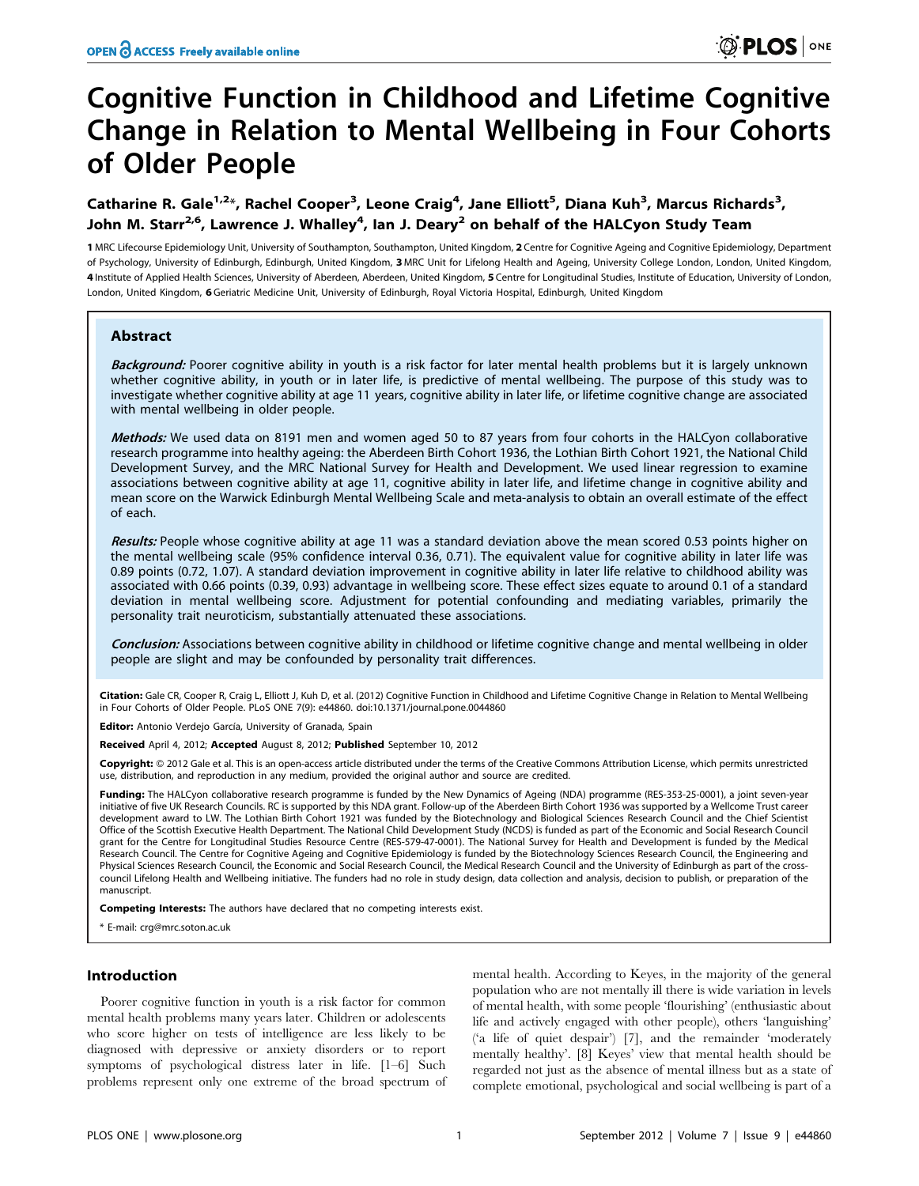# Cognitive Function in Childhood and Lifetime Cognitive Change in Relation to Mental Wellbeing in Four Cohorts of Older People

**Catharine R. Gale[1,2]*, Rachel Cooper[3], Leone Craig[4], Jane Elliott[5], Diana Kuh[3], Marcus Richards[3], John M. Starr[2,6], Lawrence J. Whalley[4], Ian J. Deary[2] on behalf of the HALCyon Study Team**

**1** MRC Lifecourse Epidemiology Unit, University of Southampton, Southampton, United Kingdom, **2** Centre for Cognitive Ageing and Cognitive Epidemiology, Department of Psychology, University of Edinburgh, Edinburgh, United Kingdom, **3** MRC Unit for Lifelong Health and Ageing, University College London, London, United Kingdom, **4** Institute of Applied Health Sciences, University of Aberdeen, Aberdeen, United Kingdom, **5** Centre for Longitudinal Studies, Institute of Education, University of London, London, United Kingdom, **6** Geriatric Medicine Unit, University of Edinburgh, Royal Victoria Hospital, Edinburgh, United Kingdom

## Abstract

***Background:*** Poorer cognitive ability in youth is a risk factor for later mental health problems but it is largely unknown whether cognitive ability, in youth or in later life, is predictive of mental wellbeing. The purpose of this study was to investigate whether cognitive ability at age 11 years, cognitive ability in later life, or lifetime cognitive change are associated with mental wellbeing in older people.

***Methods:*** We used data on 8191 men and women aged 50 to 87 years from four cohorts in the HALCyon collaborative research programme into healthy ageing: the Aberdeen Birth Cohort 1936, the Lothian Birth Cohort 1921, the National Child Development Survey, and the MRC National Survey for Health and Development. We used linear regression to examine associations between cognitive ability at age 11, cognitive ability in later life, and lifetime change in cognitive ability and mean score on the Warwick Edinburgh Mental Wellbeing Scale and meta-analysis to obtain an overall estimate of the effect of each.

***Results:*** People whose cognitive ability at age 11 was a standard deviation above the mean scored 0.53 points higher on the mental wellbeing scale (95% confidence interval 0.36, 0.71). The equivalent value for cognitive ability in later life was 0.89 points (0.72, 1.07). A standard deviation improvement in cognitive ability in later life relative to childhood ability was associated with 0.66 points (0.39, 0.93) advantage in wellbeing score. These effect sizes equate to around 0.1 of a standard deviation in mental wellbeing score. Adjustment for potential confounding and mediating variables, primarily the personality trait neuroticism, substantially attenuated these associations.

***Conclusion:*** Associations between cognitive ability in childhood or lifetime cognitive change and mental wellbeing in older people are slight and may be confounded by personality trait differences.

**Citation:** Gale CR, Cooper R, Craig L, Elliott J, Kuh D, et al. (2012) Cognitive Function in Childhood and Lifetime Cognitive Change in Relation to Mental Wellbeing in Four Cohorts of Older People. PLoS ONE 7(9): e44860. doi:10.1371/journal.pone.0044860

**Editor:** Antonio Verdejo García, University of Granada, Spain

**Received** April 4, 2012; **Accepted** August 8, 2012; **Published** September 10, 2012

**Copyright:** © 2012 Gale et al. This is an open-access article distributed under the terms of the Creative Commons Attribution License, which permits unrestricted use, distribution, and reproduction in any medium, provided the original author and source are credited.

**Funding:** The HALCyon collaborative research programme is funded by the New Dynamics of Ageing (NDA) programme (RES-353-25-0001), a joint seven-year initiative of five UK Research Councils. RC is supported by this NDA grant. Follow-up of the Aberdeen Birth Cohort 1936 was supported by a Wellcome Trust career development award to LW. The Lothian Birth Cohort 1921 was funded by the Biotechnology and Biological Sciences Research Council and the Chief Scientist Office of the Scottish Executive Health Department. The National Child Development Study (NCDS) is funded as part of the Economic and Social Research Council grant for the Centre for Longitudinal Studies Resource Centre (RES-579-47-0001). The National Survey for Health and Development is funded by the Medical Research Council. The Centre for Cognitive Ageing and Cognitive Epidemiology is funded by the Biotechnology Sciences Research Council, the Engineering and Physical Sciences Research Council, the Economic and Social Research Council, the Medical Research Council and the University of Edinburgh as part of the cross-council Lifelong Health and Wellbeing initiative. The funders had no role in study design, data collection and analysis, decision to publish, or preparation of the manuscript.

**Competing Interests:** The authors have declared that no competing interests exist.

\* E-mail: crg@mrc.soton.ac.uk

## Introduction

Poorer cognitive function in youth is a risk factor for common mental health problems many years later. Children or adolescents who score higher on tests of intelligence are less likely to be diagnosed with depressive or anxiety disorders or to report symptoms of psychological distress later in life. [1–6] Such problems represent only one extreme of the broad spectrum of mental health. According to Keyes, in the majority of the general population who are not mentally ill there is wide variation in levels of mental health, with some people 'flourishing' (enthusiastic about life and actively engaged with other people), others 'languishing' ('a life of quiet despair') [7], and the remainder 'moderately mentally healthy'. [8] Keyes' view that mental health should be regarded not just as the absence of mental illness but as a state of complete emotional, psychological and social wellbeing is part of a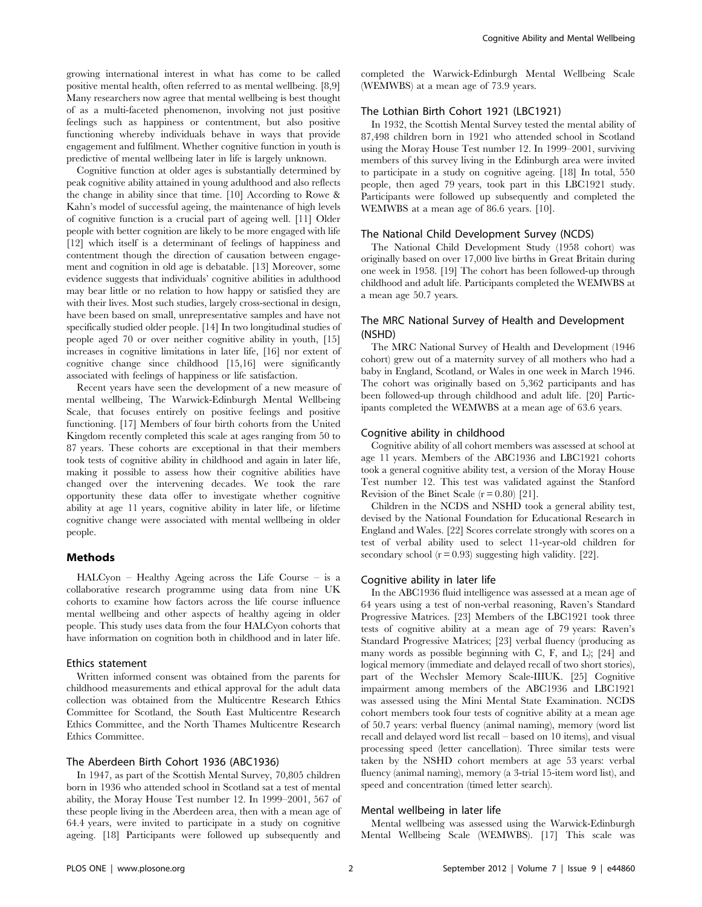growing international interest in what has come to be called positive mental health, often referred to as mental wellbeing. [8,9] Many researchers now agree that mental wellbeing is best thought of as a multi-faceted phenomenon, involving not just positive feelings such as happiness or contentment, but also positive functioning whereby individuals behave in ways that provide engagement and fulfilment. Whether cognitive function in youth is predictive of mental wellbeing later in life is largely unknown.

Cognitive function at older ages is substantially determined by peak cognitive ability attained in young adulthood and also reflects the change in ability since that time. [10] According to Rowe & Kahn's model of successful ageing, the maintenance of high levels of cognitive function is a crucial part of ageing well. [11] Older people with better cognition are likely to be more engaged with life [12] which itself is a determinant of feelings of happiness and contentment though the direction of causation between engagement and cognition in old age is debatable. [13] Moreover, some evidence suggests that individuals' cognitive abilities in adulthood may bear little or no relation to how happy or satisfied they are with their lives. Most such studies, largely cross-sectional in design, have been based on small, unrepresentative samples and have not specifically studied older people. [14] In two longitudinal studies of people aged 70 or over neither cognitive ability in youth, [15] increases in cognitive limitations in later life, [16] nor extent of cognitive change since childhood [15,16] were significantly associated with feelings of happiness or life satisfaction.

Recent years have seen the development of a new measure of mental wellbeing, The Warwick-Edinburgh Mental Wellbeing Scale, that focuses entirely on positive feelings and positive functioning. [17] Members of four birth cohorts from the United Kingdom recently completed this scale at ages ranging from 50 to 87 years. These cohorts are exceptional in that their members took tests of cognitive ability in childhood and again in later life, making it possible to assess how their cognitive abilities have changed over the intervening decades. We took the rare opportunity these data offer to investigate whether cognitive ability at age 11 years, cognitive ability in later life, or lifetime cognitive change were associated with mental wellbeing in older people.

## Methods

HALCyon – Healthy Ageing across the Life Course – is a collaborative research programme using data from nine UK cohorts to examine how factors across the life course influence mental wellbeing and other aspects of healthy ageing in older people. This study uses data from the four HALCyon cohorts that have information on cognition both in childhood and in later life.

### Ethics statement

Written informed consent was obtained from the parents for childhood measurements and ethical approval for the adult data collection was obtained from the Multicentre Research Ethics Committee for Scotland, the South East Multicentre Research Ethics Committee, and the North Thames Multicentre Research Ethics Committee.

### The Aberdeen Birth Cohort 1936 (ABC1936)

In 1947, as part of the Scottish Mental Survey, 70,805 children born in 1936 who attended school in Scotland sat a test of mental ability, the Moray House Test number 12. In 1999–2001, 567 of these people living in the Aberdeen area, then with a mean age of 64.4 years, were invited to participate in a study on cognitive ageing. [18] Participants were followed up subsequently and completed the Warwick-Edinburgh Mental Wellbeing Scale (WEMWBS) at a mean age of 73.9 years.

### The Lothian Birth Cohort 1921 (LBC1921)

In 1932, the Scottish Mental Survey tested the mental ability of 87,498 children born in 1921 who attended school in Scotland using the Moray House Test number 12. In 1999–2001, surviving members of this survey living in the Edinburgh area were invited to participate in a study on cognitive ageing. [18] In total, 550 people, then aged 79 years, took part in this LBC1921 study. Participants were followed up subsequently and completed the WEMWBS at a mean age of 86.6 years. [10].

### The National Child Development Survey (NCDS)

The National Child Development Study (1958 cohort) was originally based on over 17,000 live births in Great Britain during one week in 1958. [19] The cohort has been followed-up through childhood and adult life. Participants completed the WEMWBS at a mean age 50.7 years.

### The MRC National Survey of Health and Development (NSHD)

The MRC National Survey of Health and Development (1946 cohort) grew out of a maternity survey of all mothers who had a baby in England, Scotland, or Wales in one week in March 1946. The cohort was originally based on 5,362 participants and has been followed-up through childhood and adult life. [20] Participants completed the WEMWBS at a mean age of 63.6 years.

### Cognitive ability in childhood

Cognitive ability of all cohort members was assessed at school at age 11 years. Members of the ABC1936 and LBC1921 cohorts took a general cognitive ability test, a version of the Moray House Test number 12. This test was validated against the Stanford Revision of the Binet Scale ($r = 0.80$) [21].

Children in the NCDS and NSHD took a general ability test, devised by the National Foundation for Educational Research in England and Wales. [22] Scores correlate strongly with scores on a test of verbal ability used to select 11-year-old children for secondary school ($r = 0.93$) suggesting high validity. [22].

### Cognitive ability in later life

In the ABC1936 fluid intelligence was assessed at a mean age of 64 years using a test of non-verbal reasoning, Raven's Standard Progressive Matrices. [23] Members of the LBC1921 took three tests of cognitive ability at a mean age of 79 years: Raven's Standard Progressive Matrices; [23] verbal fluency (producing as many words as possible beginning with C, F, and L); [24] and logical memory (immediate and delayed recall of two short stories), part of the Wechsler Memory Scale-IIIUK. [25] Cognitive impairment among members of the ABC1936 and LBC1921 was assessed using the Mini Mental State Examination. NCDS cohort members took four tests of cognitive ability at a mean age of 50.7 years: verbal fluency (animal naming), memory (word list recall and delayed word list recall – based on 10 items), and visual processing speed (letter cancellation). Three similar tests were taken by the NSHD cohort members at age 53 years: verbal fluency (animal naming), memory (a 3-trial 15-item word list), and speed and concentration (timed letter search).

### Mental wellbeing in later life

Mental wellbeing was assessed using the Warwick-Edinburgh Mental Wellbeing Scale (WEMWBS). [17] This scale was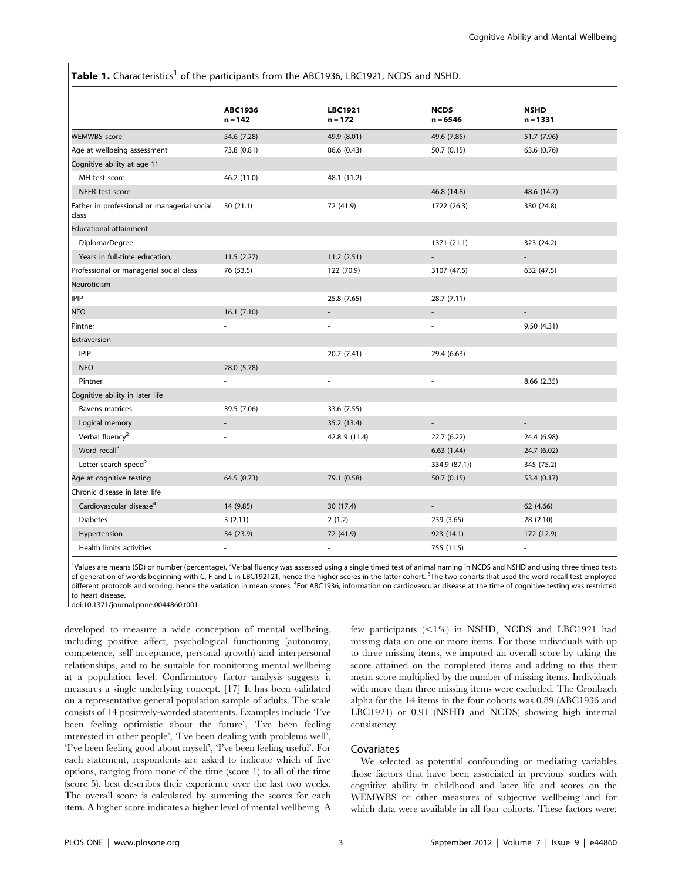**Table 1.** Characteristics[1] of the participants from the ABC1936, LBC1921, NCDS and NSHD.

| | ABC1936 n = 142 | LBC1921 n = 172 | NCDS n = 6546 | NSHD n = 1331 |
|---|---|---|---|---|
| WEMWBS score | 54.6 (7.28) | 49.9 (8.01) | 49.6 (7.85) | 51.7 (7.96) |
| Age at wellbeing assessment | 73.8 (0.81) | 86.6 (0.43) | 50.7 (0.15) | 63.6 (0.76) |
| Cognitive ability at age 11 | | | | |
| MH test score | 46.2 (11.0) | 48.1 (11.2) | - | - |
| NFER test score | - | - | 46.8 (14.8) | 48.6 (14.7) |
| Father in professional or managerial social class | 30 (21.1) | 72 (41.9) | 1722 (26.3) | 330 (24.8) |
| Educational attainment | | | | |
| Diploma/Degree | - | - | 1371 (21.1) | 323 (24.2) |
| Years in full-time education, | 11.5 (2.27) | 11.2 (2.51) | - | - |
| Professional or managerial social class | 76 (53.5) | 122 (70.9) | 3107 (47.5) | 632 (47.5) |
| Neuroticism | | | | |
| IPIP | - | 25.8 (7.65) | 28.7 (7.11) | - |
| NEO | 16.1 (7.10) | - | - | - |
| Pintner | - | - | - | 9.50 (4.31) |
| Extraversion | | | | |
| IPIP | - | 20.7 (7.41) | 29.4 (6.63) | - |
| NEO | 28.0 (5.78) | - | - | - |
| Pintner | - | - | - | 8.66 (2.35) |
| Cognitive ability in later life | | | | |
| Ravens matrices | 39.5 (7.06) | 33.6 (7.55) | - | - |
| Logical memory | - | 35.2 (13.4) | - | - |
| Verbal fluency[2] | - | 42.8 9 (11.4) | 22.7 (6.22) | 24.4 (6.98) |
| Word recall[3] | - | - | 6.63 (1.44) | 24.7 (6.02) |
| Letter search speed[2] | - | - | 334.9 (87.1)) | 345 (75.2) |
| Age at cognitive testing | 64.5 (0.73) | 79.1 (0.58) | 50.7 (0.15) | 53.4 (0.17) |
| Chronic disease in later life | | | | |
| Cardiovascular disease[4] | 14 (9.85) | 30 (17.4) | - | 62 (4.66) |
| Diabetes | 3 (2.11) | 2 (1.2) | 239 (3.65) | 28 (2.10) |
| Hypertension | 34 (23.9) | 72 (41.9) | 923 (14.1) | 172 (12.9) |
| Health limits activities | - | - | 755 (11.5) | - |

[1]Values are means (SD) or number (percentage). [2]Verbal fluency was assessed using a single timed test of animal naming in NCDS and NSHD and using three timed tests of generation of words beginning with C, F and L in LBC192121, hence the higher scores in the latter cohort. [3]The two cohorts that used the word recall test employed different protocols and scoring, hence the variation in mean scores. [4]For ABC1936, information on cardiovascular disease at the time of cognitive testing was restricted to heart disease.

doi:10.1371/journal.pone.0044860.t001

developed to measure a wide conception of mental wellbeing, including positive affect, psychological functioning (autonomy, competence, self acceptance, personal growth) and interpersonal relationships, and to be suitable for monitoring mental wellbeing at a population level. Confirmatory factor analysis suggests it measures a single underlying concept. [17] It has been validated on a representative general population sample of adults. The scale consists of 14 positively-worded statements. Examples include 'I've been feeling optimistic about the future', 'I've been feeling interested in other people', 'I've been dealing with problems well', 'I've been feeling good about myself', 'I've been feeling useful'. For each statement, respondents are asked to indicate which of five options, ranging from none of the time (score 1) to all of the time (score 5), best describes their experience over the last two weeks. The overall score is calculated by summing the scores for each item. A higher score indicates a higher level of mental wellbeing. A few participants ($<1\%$) in NSHD, NCDS and LBC1921 had missing data on one or more items. For those individuals with up to three missing items, we imputed an overall score by taking the score attained on the completed items and adding to this their mean score multiplied by the number of missing items. Individuals with more than three missing items were excluded. The Cronbach alpha for the 14 items in the four cohorts was 0.89 (ABC1936 and LBC1921) or 0.91 (NSHD and NCDS) showing high internal consistency.

### Covariates

We selected as potential confounding or mediating variables those factors that have been associated in previous studies with cognitive ability in childhood and later life and scores on the WEMWBS or other measures of subjective wellbeing and for which data were available in all four cohorts. These factors were: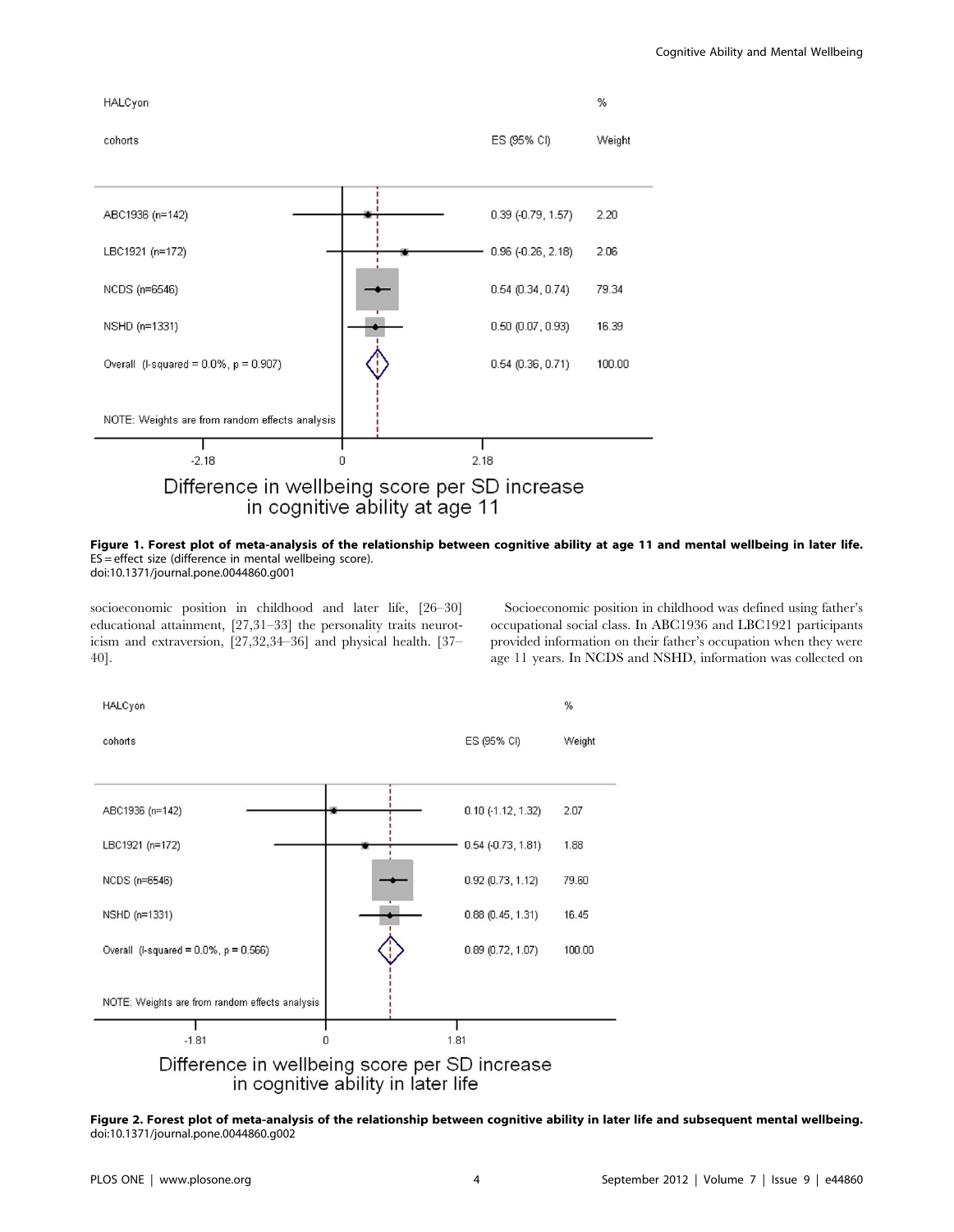| HALCyon cohorts | ES (95% CI) | % Weight |
|---|---|---|
| ABC1936 (n=142) | 0.39 (-0.79, 1.57) | 2.20 |
| LBC1921 (n=172) | 0.96 (-0.26, 2.18) | 2.06 |
| NCDS (n=6546) | 0.54 (0.34, 0.74) | 79.34 |
| NSHD (n=1331) | 0.50 (0.07, 0.93) | 16.39 |
| Overall (I-squared = 0.0%, p = 0.907) | 0.54 (0.36, 0.71) | 100.00 |

NOTE: Weights are from random effects analysis

Difference in wellbeing score per SD increase in cognitive ability at age 11

**Figure 1. Forest plot of meta-analysis of the relationship between cognitive ability at age 11 and mental wellbeing in later life.** ES = effect size (difference in mental wellbeing score).
doi:10.1371/journal.pone.0044860.g001

socioeconomic position in childhood and later life, [26–30] educational attainment, [27,31–33] the personality traits neuroticism and extraversion, [27,32,34–36] and physical health. [37–40].

Socioeconomic position in childhood was defined using father's occupational social class. In ABC1936 and LBC1921 participants provided information on their father's occupation when they were age 11 years. In NCDS and NSHD, information was collected on

| HALCyon cohorts | ES (95% CI) | % Weight |
|---|---|---|
| ABC1936 (n=142) | 0.10 (-1.12, 1.32) | 2.07 |
| LBC1921 (n=172) | 0.54 (-0.73, 1.81) | 1.88 |
| NCDS (n=6546) | 0.92 (0.73, 1.12) | 79.60 |
| NSHD (n=1331) | 0.88 (0.45, 1.31) | 16.45 |
| Overall (I-squared = 0.0%, p = 0.566) | 0.89 (0.72, 1.07) | 100.00 |

NOTE: Weights are from random effects analysis

Difference in wellbeing score per SD increase in cognitive ability in later life

**Figure 2. Forest plot of meta-analysis of the relationship between cognitive ability in later life and subsequent mental wellbeing.**
doi:10.1371/journal.pone.0044860.g002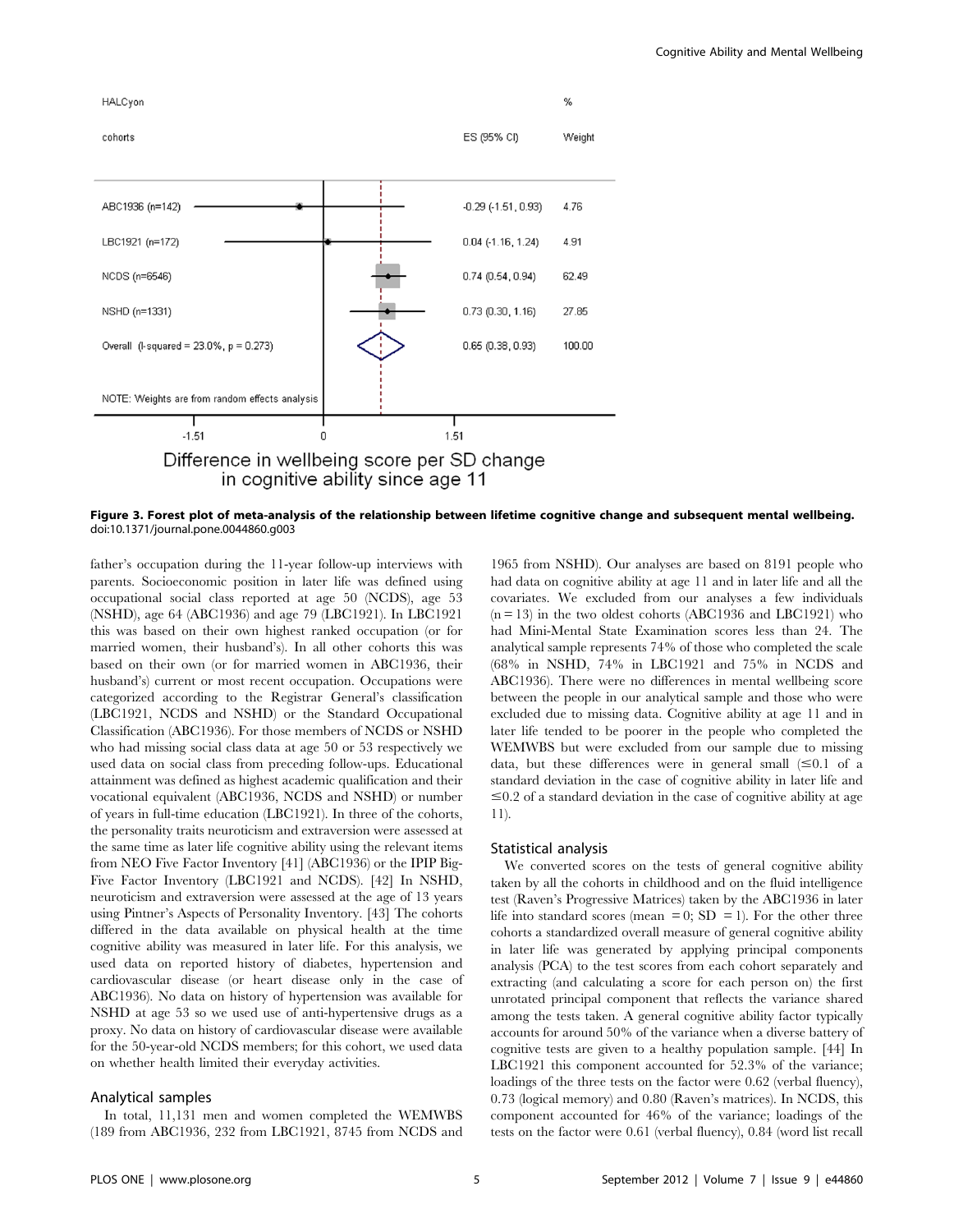| HALCyon cohorts | ES (95% CI) | % Weight |
|---|---|---|
| ABC1936 (n=142) | -0.29 (-1.51, 0.93) | 4.76 |
| LBC1921 (n=172) | 0.04 (-1.16, 1.24) | 4.91 |
| NCDS (n=6546) | 0.74 (0.54, 0.94) | 62.49 |
| NSHD (n=1331) | 0.73 (0.30, 1.16) | 27.85 |
| Overall (I-squared = 23.0%, p = 0.273) | 0.65 (0.38, 0.93) | 100.00 |

NOTE: Weights are from random effects analysis

Difference in wellbeing score per SD change in cognitive ability since age 11

**Figure 3. Forest plot of meta-analysis of the relationship between lifetime cognitive change and subsequent mental wellbeing.**
doi:10.1371/journal.pone.0044860.g003

father's occupation during the 11-year follow-up interviews with parents. Socioeconomic position in later life was defined using occupational social class reported at age 50 (NCDS), age 53 (NSHD), age 64 (ABC1936) and age 79 (LBC1921). In LBC1921 this was based on their own highest ranked occupation (or for married women, their husband's). In all other cohorts this was based on their own (or for married women in ABC1936, their husband's) current or most recent occupation. Occupations were categorized according to the Registrar General's classification (LBC1921, NCDS and NSHD) or the Standard Occupational Classification (ABC1936). For those members of NCDS or NSHD who had missing social class data at age 50 or 53 respectively we used data on social class from preceding follow-ups. Educational attainment was defined as highest academic qualification and their vocational equivalent (ABC1936, NCDS and NSHD) or number of years in full-time education (LBC1921). In three of the cohorts, the personality traits neuroticism and extraversion were assessed at the same time as later life cognitive ability using the relevant items from NEO Five Factor Inventory [41] (ABC1936) or the IPIP Big-Five Factor Inventory (LBC1921 and NCDS). [42] In NSHD, neuroticism and extraversion were assessed at the age of 13 years using Pintner's Aspects of Personality Inventory. [43] The cohorts differed in the data available on physical health at the time cognitive ability was measured in later life. For this analysis, we used data on reported history of diabetes, hypertension and cardiovascular disease (or heart disease only in the case of ABC1936). No data on history of hypertension was available for NSHD at age 53 so we used use of anti-hypertensive drugs as a proxy. No data on history of cardiovascular disease were available for the 50-year-old NCDS members; for this cohort, we used data on whether health limited their everyday activities.

## Analytical samples

In total, 11,131 men and women completed the WEMWBS (189 from ABC1936, 232 from LBC1921, 8745 from NCDS and 1965 from NSHD). Our analyses are based on 8191 people who had data on cognitive ability at age 11 and in later life and all the covariates. We excluded from our analyses a few individuals (n = 13) in the two oldest cohorts (ABC1936 and LBC1921) who had Mini-Mental State Examination scores less than 24. The analytical sample represents 74% of those who completed the scale (68% in NSHD, 74% in LBC1921 and 75% in NCDS and ABC1936). There were no differences in mental wellbeing score between the people in our analytical sample and those who were excluded due to missing data. Cognitive ability at age 11 and in later life tended to be poorer in the people who completed the WEMWBS but were excluded from our sample due to missing data, but these differences were in general small ($\leq$0.1 of a standard deviation in the case of cognitive ability in later life and $\leq$0.2 of a standard deviation in the case of cognitive ability at age 11).

## Statistical analysis

We converted scores on the tests of general cognitive ability taken by all the cohorts in childhood and on the fluid intelligence test (Raven's Progressive Matrices) taken by the ABC1936 in later life into standard scores (mean = 0; SD = 1). For the other three cohorts a standardized overall measure of general cognitive ability in later life was generated by applying principal components analysis (PCA) to the test scores from each cohort separately and extracting (and calculating a score for each person on) the first unrotated principal component that reflects the variance shared among the tests taken. A general cognitive ability factor typically accounts for around 50% of the variance when a diverse battery of cognitive tests are given to a healthy population sample. [44] In LBC1921 this component accounted for 52.3% of the variance; loadings of the three tests on the factor were 0.62 (verbal fluency), 0.73 (logical memory) and 0.80 (Raven's matrices). In NCDS, this component accounted for 46% of the variance; loadings of the tests on the factor were 0.61 (verbal fluency), 0.84 (word list recall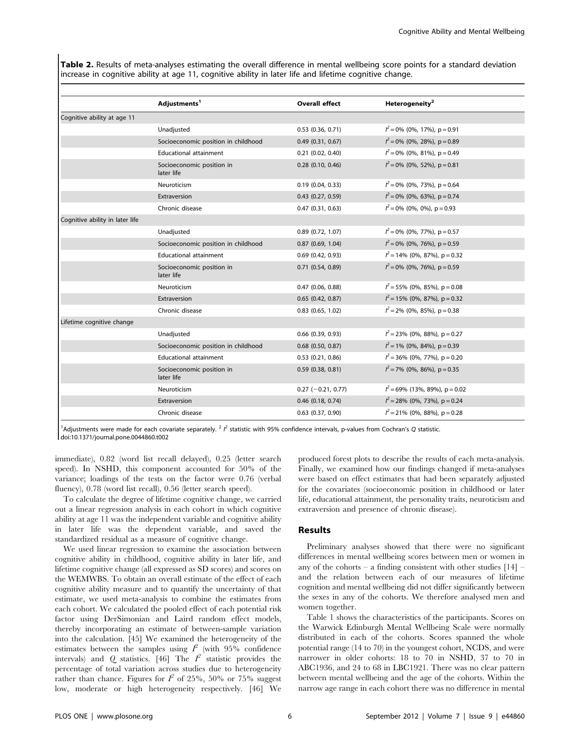**Table 2.** Results of meta-analyses estimating the overall difference in mental wellbeing score points for a standard deviation increase in cognitive ability at age 11, cognitive ability in later life and lifetime cognitive change.

| | Adjustments[1] | Overall effect | Heterogeneity[2] |
|---|---|---|---|
| Cognitive ability at age 11 | | | |
| | Unadjusted | 0.53 (0.36, 0.71) | $I^2$ = 0% (0%, 17%), p = 0.91 |
| | Socioeconomic position in childhood | 0.49 (0.31, 0.67) | $I^2$ = 0% (0%, 28%), p = 0.89 |
| | Educational attainment | 0.21 (0.02, 0.40) | $I^2$ = 0% (0%, 81%), p = 0.49 |
| | Socioeconomic position in later life | 0.28 (0.10, 0.46) | $I^2$ = 0% (0%, 52%), p = 0.81 |
| | Neuroticism | 0.19 (0.04, 0.33) | $I^2$ = 0% (0%, 73%), p = 0.64 |
| | Extraversion | 0.43 (0.27, 0.59) | $I^2$ = 0% (0%, 63%), p = 0.74 |
| | Chronic disease | 0.47 (0.31, 0.63) | $I^2$ = 0% (0%, 0%), p = 0.93 |
| Cognitive ability in later life | | | |
| | Unadjusted | 0.89 (0.72, 1.07) | $I^2$ = 0% (0%, 77%), p = 0.57 |
| | Socioeconomic position in childhood | 0.87 (0.69, 1.04) | $I^2$ = 0% (0%, 76%), p = 0.59 |
| | Educational attainment | 0.69 (0.42, 0.93) | $I^2$ = 14% (0%, 87%), p = 0.32 |
| | Socioeconomic position in later life | 0.71 (0.54, 0.89) | $I^2$ = 0% (0%, 76%), p = 0.59 |
| | Neuroticism | 0.47 (0.06, 0.88) | $I^2$ = 55% (0%, 85%), p = 0.08 |
| | Extraversion | 0.65 (0.42, 0.87) | $I^2$ = 15% (0%, 87%), p = 0.32 |
| | Chronic disease | 0.83 (0.65, 1.02) | $I^2$ = 2% (0%, 85%), p = 0.38 |
| Lifetime cognitive change | | | |
| | Unadjusted | 0.66 (0.39, 0.93) | $I^2$ = 23% (0%, 88%), p = 0.27 |
| | Socioeconomic position in childhood | 0.68 (0.50, 0.87) | $I^2$ = 1% (0%, 84%), p = 0.39 |
| | Educational attainment | 0.53 (0.21, 0.86) | $I^2$ = 36% (0%, 77%), p = 0.20 |
| | Socioeconomic position in later life | 0.59 (0.38, 0.81) | $I^2$ = 7% (0%, 86%), p = 0.35 |
| | Neuroticism | 0.27 (−0.21, 0.77) | $I^2$ = 69% (13%, 89%), p = 0.02 |
| | Extraversion | 0.46 (0.18, 0.74) | $I^2$ = 28% (0%, 73%), p = 0.24 |
| | Chronic disease | 0.63 (0.37, 0.90) | $I^2$ = 21% (0%, 88%), p = 0.28 |

[1]Adjustments were made for each covariate separately. [2] $I^2$ statistic with 95% confidence intervals, p-values from Cochran's *Q* statistic.
doi:10.1371/journal.pone.0044860.t002

immediate), 0.82 (word list recall delayed), 0.25 (letter search speed). In NSHD, this component accounted for 50% of the variance; loadings of the tests on the factor were 0.76 (verbal fluency), 0.78 (word list recall), 0.56 (letter search speed).

To calculate the degree of lifetime cognitive change, we carried out a linear regression analysis in each cohort in which cognitive ability at age 11 was the independent variable and cognitive ability in later life was the dependent variable, and saved the standardized residual as a measure of cognitive change.

We used linear regression to examine the association between cognitive ability in childhood, cognitive ability in later life, and lifetime cognitive change (all expressed as SD scores) and scores on the WEMWBS. To obtain an overall estimate of the effect of each cognitive ability measure and to quantify the uncertainty of that estimate, we used meta-analysis to combine the estimates from each cohort. We calculated the pooled effect of each potential risk factor using DerSimonian and Laird random effect models, thereby incorporating an estimate of between-sample variation into the calculation. [45] We examined the heterogeneity of the estimates between the samples using $I^2$ (with 95% confidence intervals) and *Q* statistics. [46] The $I^2$ statistic provides the percentage of total variation across studies due to heterogeneity rather than chance. Figures for $I^2$ of 25%, 50% or 75% suggest low, moderate or high heterogeneity respectively. [46] We produced forest plots to describe the results of each meta-analysis. Finally, we examined how our findings changed if meta-analyses were based on effect estimates that had been separately adjusted for the covariates (socioeconomic position in childhood or later life, educational attainment, the personality traits, neuroticism and extraversion and presence of chronic disease).

## Results

Preliminary analyses showed that there were no significant differences in mental wellbeing scores between men or women in any of the cohorts – a finding consistent with other studies [14] – and the relation between each of our measures of lifetime cognition and mental wellbeing did not differ significantly between the sexes in any of the cohorts. We therefore analysed men and women together.

Table 1 shows the characteristics of the participants. Scores on the Warwick Edinburgh Mental Wellbeing Scale were normally distributed in each of the cohorts. Scores spanned the whole potential range (14 to 70) in the youngest cohort, NCDS, and were narrower in older cohorts: 18 to 70 in NSHD, 37 to 70 in ABC1936, and 24 to 68 in LBC1921. There was no clear pattern between mental wellbeing and the age of the cohorts. Within the narrow age range in each cohort there was no difference in mental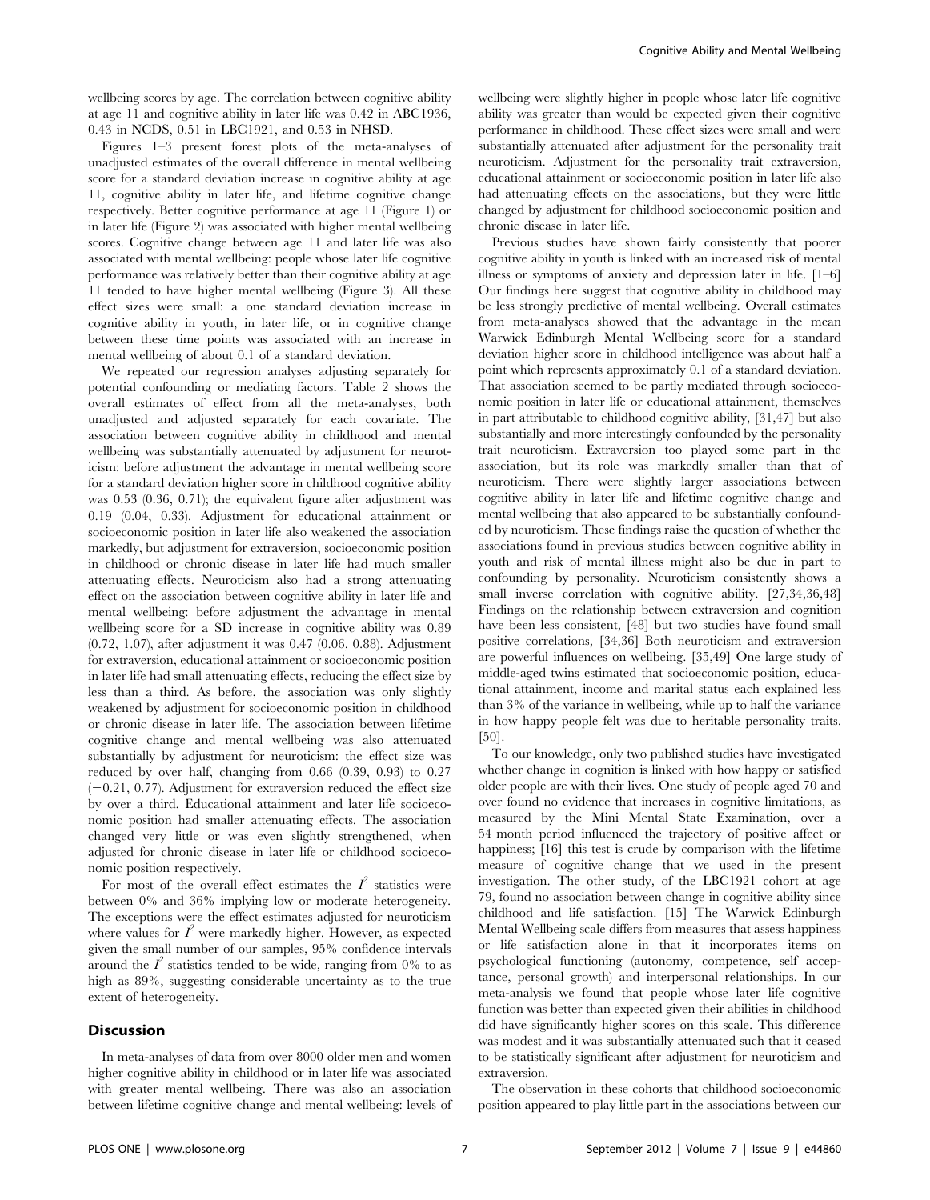wellbeing scores by age. The correlation between cognitive ability at age 11 and cognitive ability in later life was 0.42 in ABC1936, 0.43 in NCDS, 0.51 in LBC1921, and 0.53 in NHSD.

Figures 1–3 present forest plots of the meta-analyses of unadjusted estimates of the overall difference in mental wellbeing score for a standard deviation increase in cognitive ability at age 11, cognitive ability in later life, and lifetime cognitive change respectively. Better cognitive performance at age 11 (Figure 1) or in later life (Figure 2) was associated with higher mental wellbeing scores. Cognitive change between age 11 and later life was also associated with mental wellbeing: people whose later life cognitive performance was relatively better than their cognitive ability at age 11 tended to have higher mental wellbeing (Figure 3). All these effect sizes were small: a one standard deviation increase in cognitive ability in youth, in later life, or in cognitive change between these time points was associated with an increase in mental wellbeing of about 0.1 of a standard deviation.

We repeated our regression analyses adjusting separately for potential confounding or mediating factors. Table 2 shows the overall estimates of effect from all the meta-analyses, both unadjusted and adjusted separately for each covariate. The association between cognitive ability in childhood and mental wellbeing was substantially attenuated by adjustment for neuroticism: before adjustment the advantage in mental wellbeing score for a standard deviation higher score in childhood cognitive ability was 0.53 (0.36, 0.71); the equivalent figure after adjustment was 0.19 (0.04, 0.33). Adjustment for educational attainment or socioeconomic position in later life also weakened the association markedly, but adjustment for extraversion, socioeconomic position in childhood or chronic disease in later life had much smaller attenuating effects. Neuroticism also had a strong attenuating effect on the association between cognitive ability in later life and mental wellbeing: before adjustment the advantage in mental wellbeing score for a SD increase in cognitive ability was 0.89 (0.72, 1.07), after adjustment it was 0.47 (0.06, 0.88). Adjustment for extraversion, educational attainment or socioeconomic position in later life had small attenuating effects, reducing the effect size by less than a third. As before, the association was only slightly weakened by adjustment for socioeconomic position in childhood or chronic disease in later life. The association between lifetime cognitive change and mental wellbeing was also attenuated substantially by adjustment for neuroticism: the effect size was reduced by over half, changing from 0.66 (0.39, 0.93) to 0.27 (−0.21, 0.77). Adjustment for extraversion reduced the effect size by over a third. Educational attainment and later life socioeconomic position had smaller attenuating effects. The association changed very little or was even slightly strengthened, when adjusted for chronic disease in later life or childhood socioeconomic position respectively.

For most of the overall effect estimates the $I^2$ statistics were between 0% and 36% implying low or moderate heterogeneity. The exceptions were the effect estimates adjusted for neuroticism where values for $I^2$ were markedly higher. However, as expected given the small number of our samples, 95% confidence intervals around the $I^2$ statistics tended to be wide, ranging from 0% to as high as 89%, suggesting considerable uncertainty as to the true extent of heterogeneity.

## Discussion

In meta-analyses of data from over 8000 older men and women higher cognitive ability in childhood or in later life was associated with greater mental wellbeing. There was also an association between lifetime cognitive change and mental wellbeing: levels of wellbeing were slightly higher in people whose later life cognitive ability was greater than would be expected given their cognitive performance in childhood. These effect sizes were small and were substantially attenuated after adjustment for the personality trait neuroticism. Adjustment for the personality trait extraversion, educational attainment or socioeconomic position in later life also had attenuating effects on the associations, but they were little changed by adjustment for childhood socioeconomic position and chronic disease in later life.

Previous studies have shown fairly consistently that poorer cognitive ability in youth is linked with an increased risk of mental illness or symptoms of anxiety and depression later in life. [1–6] Our findings here suggest that cognitive ability in childhood may be less strongly predictive of mental wellbeing. Overall estimates from meta-analyses showed that the advantage in the mean Warwick Edinburgh Mental Wellbeing score for a standard deviation higher score in childhood intelligence was about half a point which represents approximately 0.1 of a standard deviation. That association seemed to be partly mediated through socioeconomic position in later life or educational attainment, themselves in part attributable to childhood cognitive ability, [31,47] but also substantially and more interestingly confounded by the personality trait neuroticism. Extraversion too played some part in the association, but its role was markedly smaller than that of neuroticism. There were slightly larger associations between cognitive ability in later life and lifetime cognitive change and mental wellbeing that also appeared to be substantially confounded by neuroticism. These findings raise the question of whether the associations found in previous studies between cognitive ability in youth and risk of mental illness might also be due in part to confounding by personality. Neuroticism consistently shows a small inverse correlation with cognitive ability. [27,34,36,48] Findings on the relationship between extraversion and cognition have been less consistent, [48] but two studies have found small positive correlations, [34,36] Both neuroticism and extraversion are powerful influences on wellbeing. [35,49] One large study of middle-aged twins estimated that socioeconomic position, educational attainment, income and marital status each explained less than 3% of the variance in wellbeing, while up to half the variance in how happy people felt was due to heritable personality traits. [50].

To our knowledge, only two published studies have investigated whether change in cognition is linked with how happy or satisfied older people are with their lives. One study of people aged 70 and over found no evidence that increases in cognitive limitations, as measured by the Mini Mental State Examination, over a 54 month period influenced the trajectory of positive affect or happiness; [16] this test is crude by comparison with the lifetime measure of cognitive change that we used in the present investigation. The other study, of the LBC1921 cohort at age 79, found no association between change in cognitive ability since childhood and life satisfaction. [15] The Warwick Edinburgh Mental Wellbeing scale differs from measures that assess happiness or life satisfaction alone in that it incorporates items on psychological functioning (autonomy, competence, self acceptance, personal growth) and interpersonal relationships. In our meta-analysis we found that people whose later life cognitive function was better than expected given their abilities in childhood did have significantly higher scores on this scale. This difference was modest and it was substantially attenuated such that it ceased to be statistically significant after adjustment for neuroticism and extraversion.

The observation in these cohorts that childhood socioeconomic position appeared to play little part in the associations between our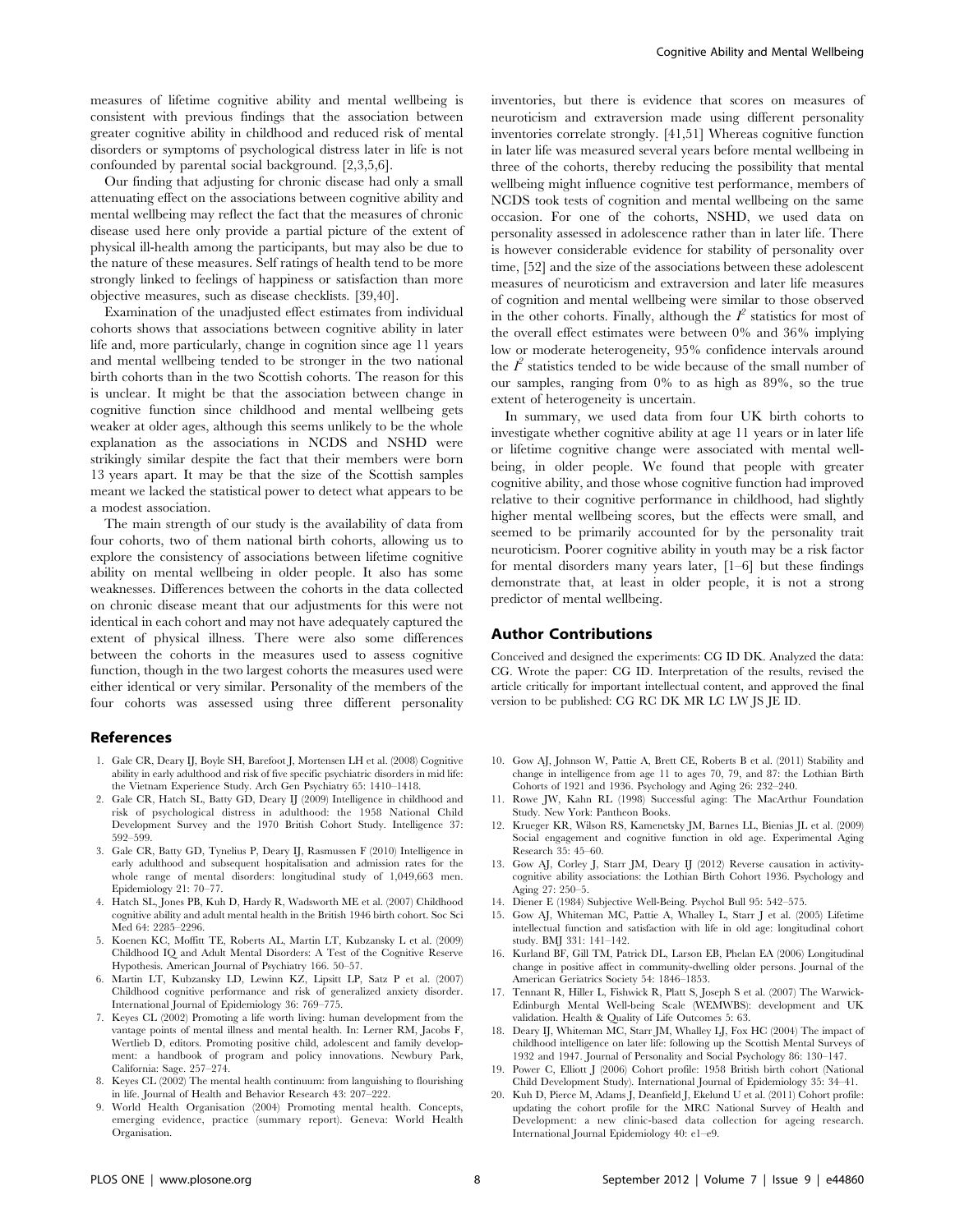measures of lifetime cognitive ability and mental wellbeing is consistent with previous findings that the association between greater cognitive ability in childhood and reduced risk of mental disorders or symptoms of psychological distress later in life is not confounded by parental social background. [2,3,5,6].

Our finding that adjusting for chronic disease had only a small attenuating effect on the associations between cognitive ability and mental wellbeing may reflect the fact that the measures of chronic disease used here only provide a partial picture of the extent of physical ill-health among the participants, but may also be due to the nature of these measures. Self ratings of health tend to be more strongly linked to feelings of happiness or satisfaction than more objective measures, such as disease checklists. [39,40].

Examination of the unadjusted effect estimates from individual cohorts shows that associations between cognitive ability in later life and, more particularly, change in cognition since age 11 years and mental wellbeing tended to be stronger in the two national birth cohorts than in the two Scottish cohorts. The reason for this is unclear. It might be that the association between change in cognitive function since childhood and mental wellbeing gets weaker at older ages, although this seems unlikely to be the whole explanation as the associations in NCDS and NSHD were strikingly similar despite the fact that their members were born 13 years apart. It may be that the size of the Scottish samples meant we lacked the statistical power to detect what appears to be a modest association.

The main strength of our study is the availability of data from four cohorts, two of them national birth cohorts, allowing us to explore the consistency of associations between lifetime cognitive ability on mental wellbeing in older people. It also has some weaknesses. Differences between the cohorts in the data collected on chronic disease meant that our adjustments for this were not identical in each cohort and may not have adequately captured the extent of physical illness. There were also some differences between the cohorts in the measures used to assess cognitive function, though in the two largest cohorts the measures used were either identical or very similar. Personality of the members of the four cohorts was assessed using three different personality inventories, but there is evidence that scores on measures of neuroticism and extraversion made using different personality inventories correlate strongly. [41,51] Whereas cognitive function in later life was measured several years before mental wellbeing in three of the cohorts, thereby reducing the possibility that mental wellbeing might influence cognitive test performance, members of NCDS took tests of cognition and mental wellbeing on the same occasion. For one of the cohorts, NSHD, we used data on personality assessed in adolescence rather than in later life. There is however considerable evidence for stability of personality over time, [52] and the size of the associations between these adolescent measures of neuroticism and extraversion and later life measures of cognition and mental wellbeing were similar to those observed in the other cohorts. Finally, although the $I^2$ statistics for most of the overall effect estimates were between 0% and 36% implying low or moderate heterogeneity, 95% confidence intervals around the $I^2$ statistics tended to be wide because of the small number of our samples, ranging from 0% to as high as 89%, so the true extent of heterogeneity is uncertain.

In summary, we used data from four UK birth cohorts to investigate whether cognitive ability at age 11 years or in later life or lifetime cognitive change were associated with mental wellbeing, in older people. We found that people with greater cognitive ability, and those whose cognitive function had improved relative to their cognitive performance in childhood, had slightly higher mental wellbeing scores, but the effects were small, and seemed to be primarily accounted for by the personality trait neuroticism. Poorer cognitive ability in youth may be a risk factor for mental disorders many years later, [1–6] but these findings demonstrate that, at least in older people, it is not a strong predictor of mental wellbeing.

## Author Contributions

Conceived and designed the experiments: CG ID DK. Analyzed the data: CG. Wrote the paper: CG ID. Interpretation of the results, revised the article critically for important intellectual content, and approved the final version to be published: CG RC DK MR LC LW JS JE ID.

## References

1. Gale CR, Deary IJ, Boyle SH, Barefoot J, Mortensen LH et al. (2008) Cognitive ability in early adulthood and risk of five specific psychiatric disorders in mid life: the Vietnam Experience Study. Arch Gen Psychiatry 65: 1410–1418.
2. Gale CR, Hatch SL, Batty GD, Deary IJ (2009) Intelligence in childhood and risk of psychological distress in adulthood: the 1958 National Child Development Survey and the 1970 British Cohort Study. Intelligence 37: 592–599.
3. Gale CR, Batty GD, Tynelius P, Deary IJ, Rasmussen F (2010) Intelligence in early adulthood and subsequent hospitalisation and admission rates for the whole range of mental disorders: longitudinal study of 1,049,663 men. Epidemiology 21: 70–77.
4. Hatch SL, Jones PB, Kuh D, Hardy R, Wadsworth ME et al. (2007) Childhood cognitive ability and adult mental health in the British 1946 birth cohort. Soc Sci Med 64: 2285–2296.
5. Koenen KC, Moffitt TE, Roberts AL, Martin LT, Kubzansky L et al. (2009) Childhood IQ and Adult Mental Disorders: A Test of the Cognitive Reserve Hypothesis. American Journal of Psychiatry 166. 50–57.
6. Martin LT, Kubzansky LD, Lewinn KZ, Lipsitt LP, Satz P et al. (2007) Childhood cognitive performance and risk of generalized anxiety disorder. International Journal of Epidemiology 36: 769–775.
7. Keyes CL (2002) Promoting a life worth living: human development from the vantage points of mental illness and mental health. In: Lerner RM, Jacobs F, Wertlieb D, editors. Promoting positive child, adolescent and family development: a handbook of program and policy innovations. Newbury Park, California: Sage. 257–274.
8. Keyes CL (2002) The mental health continuum: from languishing to flourishing in life. Journal of Health and Behavior Research 43: 207–222.
9. World Health Organisation (2004) Promoting mental health. Concepts, emerging evidence, practice (summary report). Geneva: World Health Organisation.
10. Gow AJ, Johnson W, Pattie A, Brett CE, Roberts B et al. (2011) Stability and change in intelligence from age 11 to ages 70, 79, and 87: the Lothian Birth Cohorts of 1921 and 1936. Psychology and Aging 26: 232–240.
11. Rowe JW, Kahn RL (1998) Successful aging: The MacArthur Foundation Study. New York: Pantheon Books.
12. Krueger KR, Wilson RS, Kamenetsky JM, Barnes LL, Bienias JL et al. (2009) Social engagement and cognitive function in old age. Experimental Aging Research 35: 45–60.
13. Gow AJ, Corley J, Starr JM, Deary IJ (2012) Reverse causation in activity-cognitive ability associations: the Lothian Birth Cohort 1936. Psychology and Aging 27: 250–5.
14. Diener E (1984) Subjective Well-Being. Psychol Bull 95: 542–575.
15. Gow AJ, Whiteman MC, Pattie A, Whalley L, Starr J et al. (2005) Lifetime intellectual function and satisfaction with life in old age: longitudinal cohort study. BMJ 331: 141–142.
16. Kurland BF, Gill TM, Patrick DL, Larson EB, Phelan EA (2006) Longitudinal change in positive affect in community-dwelling older persons. Journal of the American Geriatrics Society 54: 1846–1853.
17. Tennant R, Hiller L, Fishwick R, Platt S, Joseph S et al. (2007) The Warwick-Edinburgh Mental Well-being Scale (WEMWBS): development and UK validation. Health & Quality of Life Outcomes 5: 63.
18. Deary IJ, Whiteman MC, Starr JM, Whalley LJ, Fox HC (2004) The impact of childhood intelligence on later life: following up the Scottish Mental Surveys of 1932 and 1947. Journal of Personality and Social Psychology 86: 130–147.
19. Power C, Elliott J (2006) Cohort profile: 1958 British birth cohort (National Child Development Study). International Journal of Epidemiology 35: 34–41.
20. Kuh D, Pierce M, Adams J, Deanfield J, Ekelund U et al. (2011) Cohort profile: updating the cohort profile for the MRC National Survey of Health and Development: a new clinic-based data collection for ageing research. International Journal Epidemiology 40: e1–e9.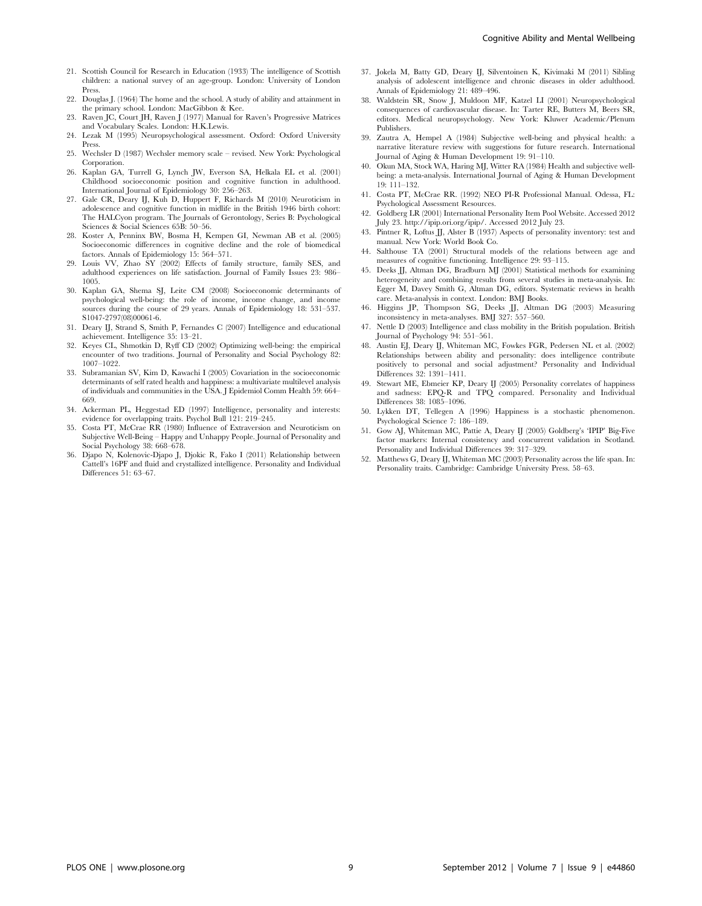21. Scottish Council for Research in Education (1933) The intelligence of Scottish children: a national survey of an age-group. London: University of London Press.
22. Douglas J. (1964) The home and the school. A study of ability and attainment in the primary school. London: MacGibbon & Kee.
23. Raven JC, Court JH, Raven J (1977) Manual for Raven's Progressive Matrices and Vocabulary Scales. London: H.K.Lewis.
24. Lezak M (1995) Neuropsychological assessment. Oxford: Oxford University Press.
25. Wechsler D (1987) Wechsler memory scale – revised. New York: Psychological Corporation.
26. Kaplan GA, Turrell G, Lynch JW, Everson SA, Helkala EL et al. (2001) Childhood socioeconomic position and cognitive function in adulthood. International Journal of Epidemiology 30: 256–263.
27. Gale CR, Deary IJ, Kuh D, Huppert F, Richards M (2010) Neuroticism in adolescence and cognitive function in midlife in the British 1946 birth cohort: The HALCyon program. The Journals of Gerontology, Series B: Psychological Sciences & Social Sciences 65B: 50–56.
28. Koster A, Penninx BW, Bosma H, Kempen GI, Newman AB et al. (2005) Socioeconomic differences in cognitive decline and the role of biomedical factors. Annals of Epidemiology 15: 564–571.
29. Louis VV, Zhao SY (2002) Effects of family structure, family SES, and adulthood experiences on life satisfaction. Journal of Family Issues 23: 986–1005.
30. Kaplan GA, Shema SJ, Leite CM (2008) Socioeconomic determinants of psychological well-being: the role of income, income change, and income sources during the course of 29 years. Annals of Epidemiology 18: 531–537. S1047-2797(08)00061-6.
31. Deary IJ, Strand S, Smith P, Fernandes C (2007) Intelligence and educational achievement. Intelligence 35: 13–21.
32. Keyes CL, Shmotkin D, Ryff CD (2002) Optimizing well-being: the empirical encounter of two traditions. Journal of Personality and Social Psychology 82: 1007–1022.
33. Subramanian SV, Kim D, Kawachi I (2005) Covariation in the socioeconomic determinants of self rated health and happiness: a multivariate multilevel analysis of individuals and communities in the USA. J Epidemiol Comm Health 59: 664–669.
34. Ackerman PL, Heggestad ED (1997) Intelligence, personality and interests: evidence for overlapping traits. Psychol Bull 121: 219–245.
35. Costa PT, McCrae RR (1980) Influence of Extraversion and Neuroticism on Subjective Well-Being – Happy and Unhappy People. Journal of Personality and Social Psychology 38: 668–678.
36. Djapo N, Kolenovic-Djapo J, Djokic R, Fako I (2011) Relationship between Cattell's 16PF and fluid and crystallized intelligence. Personality and Individual Differences 51: 63–67.
37. Jokela M, Batty GD, Deary IJ, Silventoinen K, Kivimaki M (2011) Sibling analysis of adolescent intelligence and chronic diseases in older adulthood. Annals of Epidemiology 21: 489–496.
38. Waldstein SR, Snow J, Muldoon MF, Katzel LI (2001) Neuropsychological consequences of cardiovascular disease. In: Tarter RE, Butters M, Beers SR, editors. Medical neuropsychology. New York: Kluwer Academic/Plenum Publishers.
39. Zautra A, Hempel A (1984) Subjective well-being and physical health: a narrative literature review with suggestions for future research. International Journal of Aging & Human Development 19: 91–110.
40. Okun MA, Stock WA, Haring MJ, Witter RA (1984) Health and subjective well-being: a meta-analysis. International Journal of Aging & Human Development 19: 111–132.
41. Costa PT, McCrae RR. (1992) NEO PI-R Professional Manual. Odessa, FL: Psychological Assessment Resources.
42. Goldberg LR (2001) International Personality Item Pool Website. Accessed 2012 July 23. http://ipip.ori.org/ipip/. Accessed 2012 July 23.
43. Pintner R, Loftus JJ, Alster B (1937) Aspects of personality inventory: test and manual. New York: World Book Co.
44. Salthouse TA (2001) Structural models of the relations between age and measures of cognitive functioning. Intelligence 29: 93–115.
45. Deeks JJ, Altman DG, Bradburn MJ (2001) Statistical methods for examining heterogeneity and combining results from several studies in meta-analysis. In: Egger M, Davey Smith G, Altman DG, editors. Systematic reviews in health care. Meta-analysis in context. London: BMJ Books.
46. Higgins JP, Thompson SG, Deeks JJ, Altman DG (2003) Measuring inconsistency in meta-analyses. BMJ 327: 557–560.
47. Nettle D (2003) Intelligence and class mobility in the British population. British Journal of Psychology 94: 551–561.
48. Austin EJ, Deary IJ, Whiteman MC, Fowkes FGR, Pedersen NL et al. (2002) Relationships between ability and personality: does intelligence contribute positively to personal and social adjustment? Personality and Individual Differences 32: 1391–1411.
49. Stewart ME, Ebmeier KP, Deary IJ (2005) Personality correlates of happiness and sadness: EPQ-R and TPQ compared. Personality and Individual Differences 38: 1085–1096.
50. Lykken DT, Tellegen A (1996) Happiness is a stochastic phenomenon. Psychological Science 7: 186–189.
51. Gow AJ, Whiteman MC, Pattie A, Deary IJ (2005) Goldberg's 'IPIP' Big-Five factor markers: Internal consistency and concurrent validation in Scotland. Personality and Individual Differences 39: 317–329.
52. Matthews G, Deary IJ, Whiteman MC (2003) Personality across the life span. In: Personality traits. Cambridge: Cambridge University Press. 58–63.